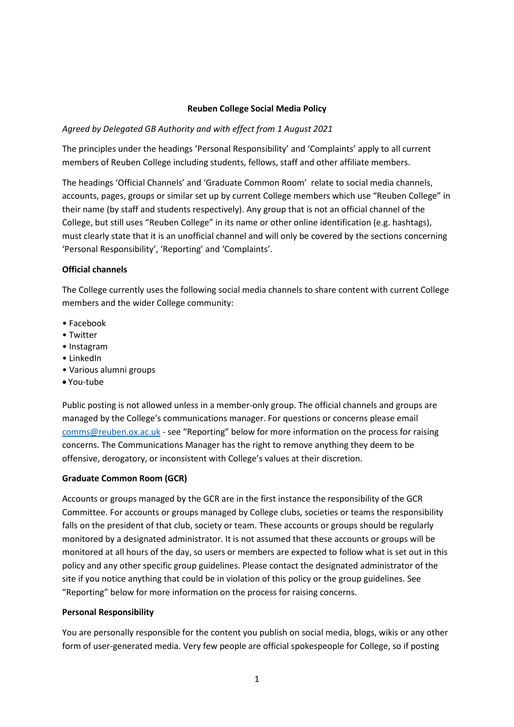# Reuben College Social Media Policy

*Agreed by Delegated GB Authority and with effect from 1 August 2021*

The principles under the headings 'Personal Responsibility' and 'Complaints' apply to all current members of Reuben College including students, fellows, staff and other affiliate members.

The headings 'Official Channels' and 'Graduate Common Room' relate to social media channels, accounts, pages, groups or similar set up by current College members which use "Reuben College" in their name (by staff and students respectively). Any group that is not an official channel of the College, but still uses "Reuben College" in its name or other online identification (e.g. hashtags), must clearly state that it is an unofficial channel and will only be covered by the sections concerning 'Personal Responsibility', 'Reporting' and 'Complaints'.

## Official channels

The College currently uses the following social media channels to share content with current College members and the wider College community:

- Facebook
- Twitter
- Instagram
- LinkedIn
- Various alumni groups
- You-tube

Public posting is not allowed unless in a member-only group. The official channels and groups are managed by the College's communications manager. For questions or concerns please email [comms@reuben.ox.ac.uk](mailto:comms@reuben.ox.ac.uk) - see "Reporting" below for more information on the process for raising concerns. The Communications Manager has the right to remove anything they deem to be offensive, derogatory, or inconsistent with College's values at their discretion.

## Graduate Common Room (GCR)

Accounts or groups managed by the GCR are in the first instance the responsibility of the GCR Committee. For accounts or groups managed by College clubs, societies or teams the responsibility falls on the president of that club, society or team. These accounts or groups should be regularly monitored by a designated administrator. It is not assumed that these accounts or groups will be monitored at all hours of the day, so users or members are expected to follow what is set out in this policy and any other specific group guidelines. Please contact the designated administrator of the site if you notice anything that could be in violation of this policy or the group guidelines. See "Reporting" below for more information on the process for raising concerns.

## Personal Responsibility

You are personally responsible for the content you publish on social media, blogs, wikis or any other form of user-generated media. Very few people are official spokespeople for College, so if posting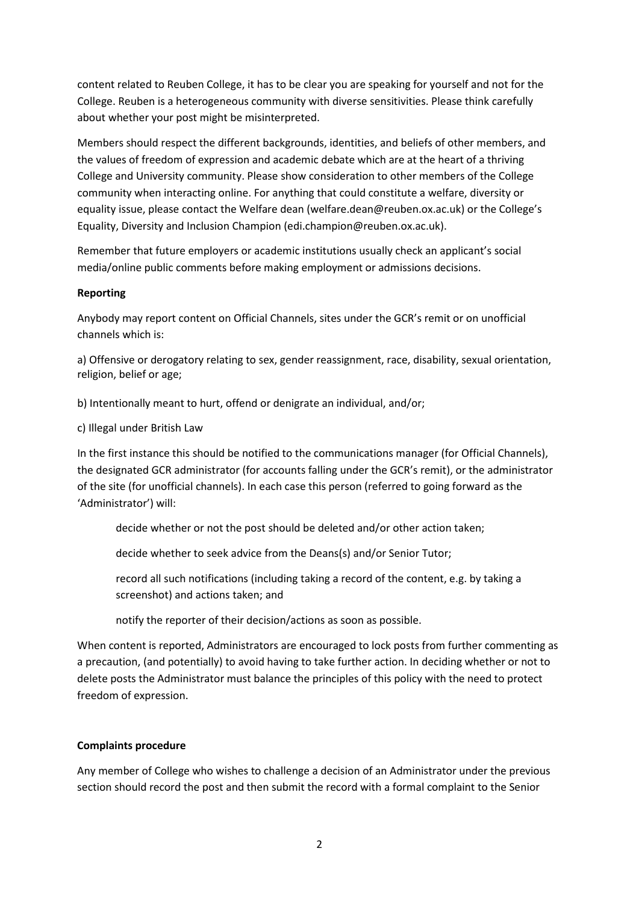content related to Reuben College, it has to be clear you are speaking for yourself and not for the College. Reuben is a heterogeneous community with diverse sensitivities. Please think carefully about whether your post might be misinterpreted.

Members should respect the different backgrounds, identities, and beliefs of other members, and the values of freedom of expression and academic debate which are at the heart of a thriving College and University community. Please show consideration to other members of the College community when interacting online. For anything that could constitute a welfare, diversity or equality issue, please contact the Welfare dean (welfare.dean@reuben.ox.ac.uk) or the College's Equality, Diversity and Inclusion Champion (edi.champion@reuben.ox.ac.uk).

Remember that future employers or academic institutions usually check an applicant's social media/online public comments before making employment or admissions decisions.

**Reporting**

Anybody may report content on Official Channels, sites under the GCR's remit or on unofficial channels which is:

a) Offensive or derogatory relating to sex, gender reassignment, race, disability, sexual orientation, religion, belief or age;

b) Intentionally meant to hurt, offend or denigrate an individual, and/or;

c) Illegal under British Law

In the first instance this should be notified to the communications manager (for Official Channels), the designated GCR administrator (for accounts falling under the GCR's remit), or the administrator of the site (for unofficial channels). In each case this person (referred to going forward as the 'Administrator') will:

decide whether or not the post should be deleted and/or other action taken;

decide whether to seek advice from the Deans(s) and/or Senior Tutor;

record all such notifications (including taking a record of the content, e.g. by taking a screenshot) and actions taken; and

notify the reporter of their decision/actions as soon as possible.

When content is reported, Administrators are encouraged to lock posts from further commenting as a precaution, (and potentially) to avoid having to take further action. In deciding whether or not to delete posts the Administrator must balance the principles of this policy with the need to protect freedom of expression.

**Complaints procedure**

Any member of College who wishes to challenge a decision of an Administrator under the previous section should record the post and then submit the record with a formal complaint to the Senior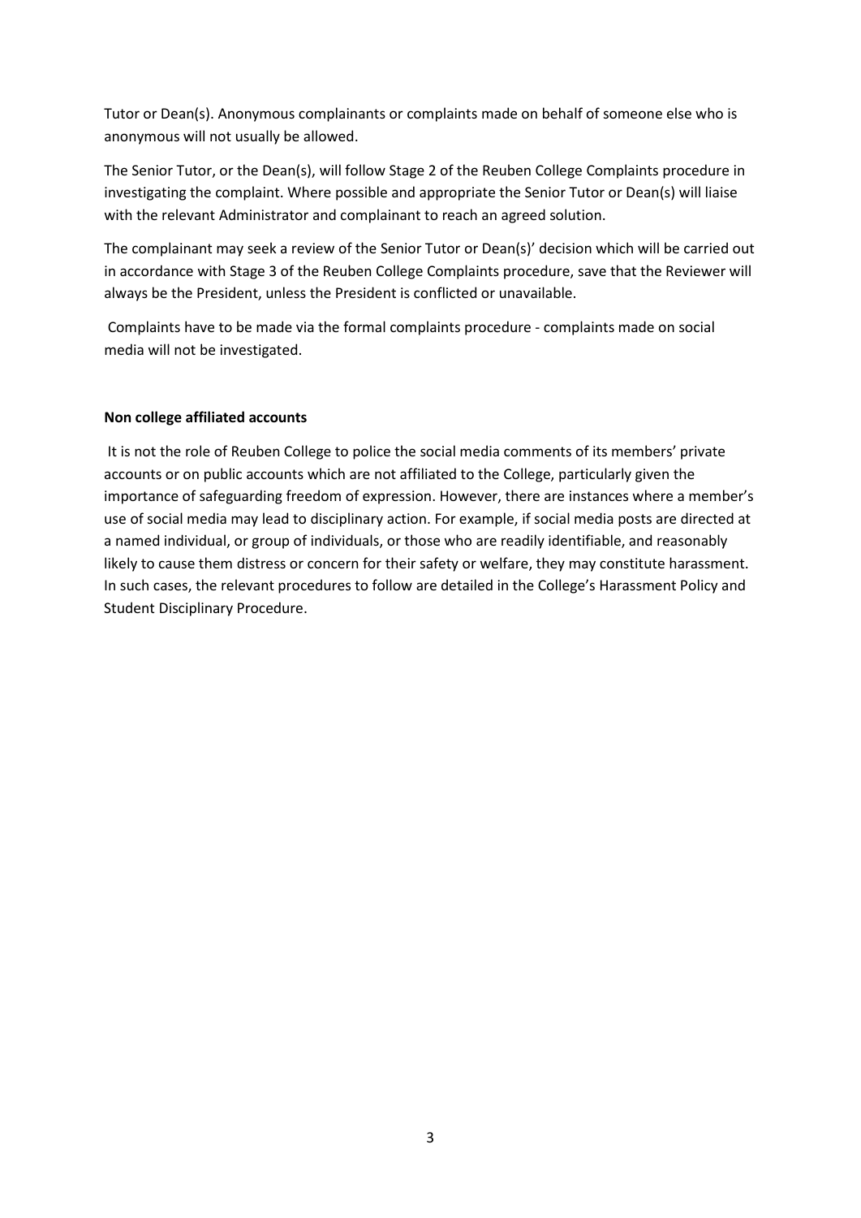Tutor or Dean(s). Anonymous complainants or complaints made on behalf of someone else who is anonymous will not usually be allowed.

The Senior Tutor, or the Dean(s), will follow Stage 2 of the Reuben College Complaints procedure in investigating the complaint. Where possible and appropriate the Senior Tutor or Dean(s) will liaise with the relevant Administrator and complainant to reach an agreed solution.

The complainant may seek a review of the Senior Tutor or Dean(s)' decision which will be carried out in accordance with Stage 3 of the Reuben College Complaints procedure, save that the Reviewer will always be the President, unless the President is conflicted or unavailable.

Complaints have to be made via the formal complaints procedure - complaints made on social media will not be investigated.

**Non college affiliated accounts**

It is not the role of Reuben College to police the social media comments of its members' private accounts or on public accounts which are not affiliated to the College, particularly given the importance of safeguarding freedom of expression. However, there are instances where a member's use of social media may lead to disciplinary action. For example, if social media posts are directed at a named individual, or group of individuals, or those who are readily identifiable, and reasonably likely to cause them distress or concern for their safety or welfare, they may constitute harassment. In such cases, the relevant procedures to follow are detailed in the College's Harassment Policy and Student Disciplinary Procedure.